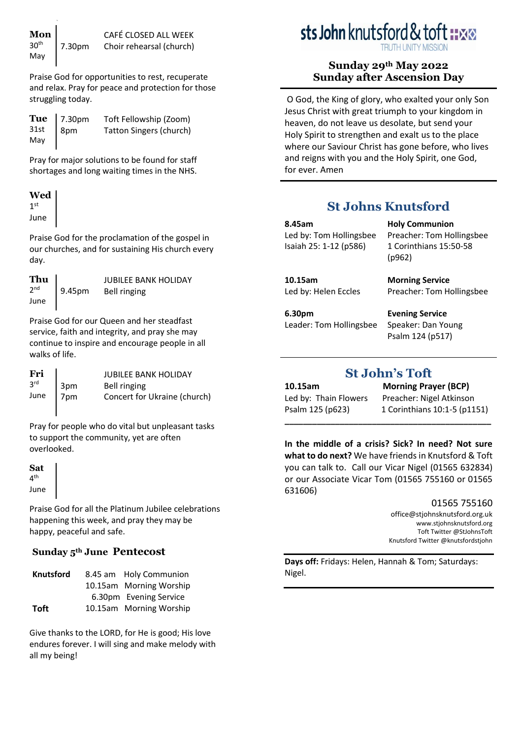**sts John knutsford & toft**

TRUTH UNITY MISSION

**Sunday 29th May 2022**
**Sunday after Ascension Day**

O God, the King of glory, who exalted your only Son Jesus Christ with great triumph to your kingdom in heaven, do not leave us desolate, but send your Holy Spirit to strengthen and exalt us to the place where our Saviour Christ has gone before, who lives and reigns with you and the Holy Spirit, one God, for ever. Amen

## St Johns Knutsford

**8.45am** — **Holy Communion**
Led by: Tom Hollingsbee — Preacher: Tom Hollingsbee
Isaiah 25: 1-12 (p586) — 1 Corinthians 15:50-58 (p962)

**10.15am** — **Morning Service**
Led by: Helen Eccles — Preacher: Tom Hollingsbee

**6.30pm** — **Evening Service**
Leader: Tom Hollingsbee — Speaker: Dan Young
Psalm 124 (p517)

## St John's Toft

**10.15am** — **Morning Prayer (BCP)**
Led by: Thain Flowers — Preacher: Nigel Atkinson
Psalm 125 (p623) — 1 Corinthians 10:1-5 (p1151)

**In the middle of a crisis? Sick? In need? Not sure what to do next?** We have friends in Knutsford & Toft you can talk to. Call our Vicar Nigel (01565 632834) or our Associate Vicar Tom (01565 755160 or 01565 631606)

01565 755160
office@stjohnsknutsford.org.uk
www.stjohnsknutsford.org
Toft Twitter @StJohnsToft
Knutsford Twitter @knutsfordstjohn

**Days off:** Fridays: Helen, Hannah & Tom; Saturdays: Nigel.

---

**Mon 30th May**
CAFÉ CLOSED ALL WEEK
7.30pm Choir rehearsal (church)

Praise God for opportunities to rest, recuperate and relax. Pray for peace and protection for those struggling today.

**Tue 31st May**
7.30pm Toft Fellowship (Zoom)
8pm Tatton Singers (church)

Pray for major solutions to be found for staff shortages and long waiting times in the NHS.

**Wed 1st June**

Praise God for the proclamation of the gospel in our churches, and for sustaining His church every day.

**Thu 2nd June**
JUBILEE BANK HOLIDAY
9.45pm Bell ringing

Praise God for our Queen and her steadfast service, faith and integrity, and pray she may continue to inspire and encourage people in all walks of life.

**Fri 3rd June**
JUBILEE BANK HOLIDAY
3pm Bell ringing
7pm Concert for Ukraine (church)

Pray for people who do vital but unpleasant tasks to support the community, yet are often overlooked.

**Sat 4th June**

Praise God for all the Platinum Jubilee celebrations happening this week, and pray they may be happy, peaceful and safe.

### Sunday 5th June Pentecost

| | | |
|---|---|---|
| **Knutsford** | 8.45 am | Holy Communion |
| | 10.15am | Morning Worship |
| | 6.30pm | Evening Service |
| **Toft** | 10.15am | Morning Worship |

Give thanks to the LORD, for He is good; His love endures forever. I will sing and make melody with all my being!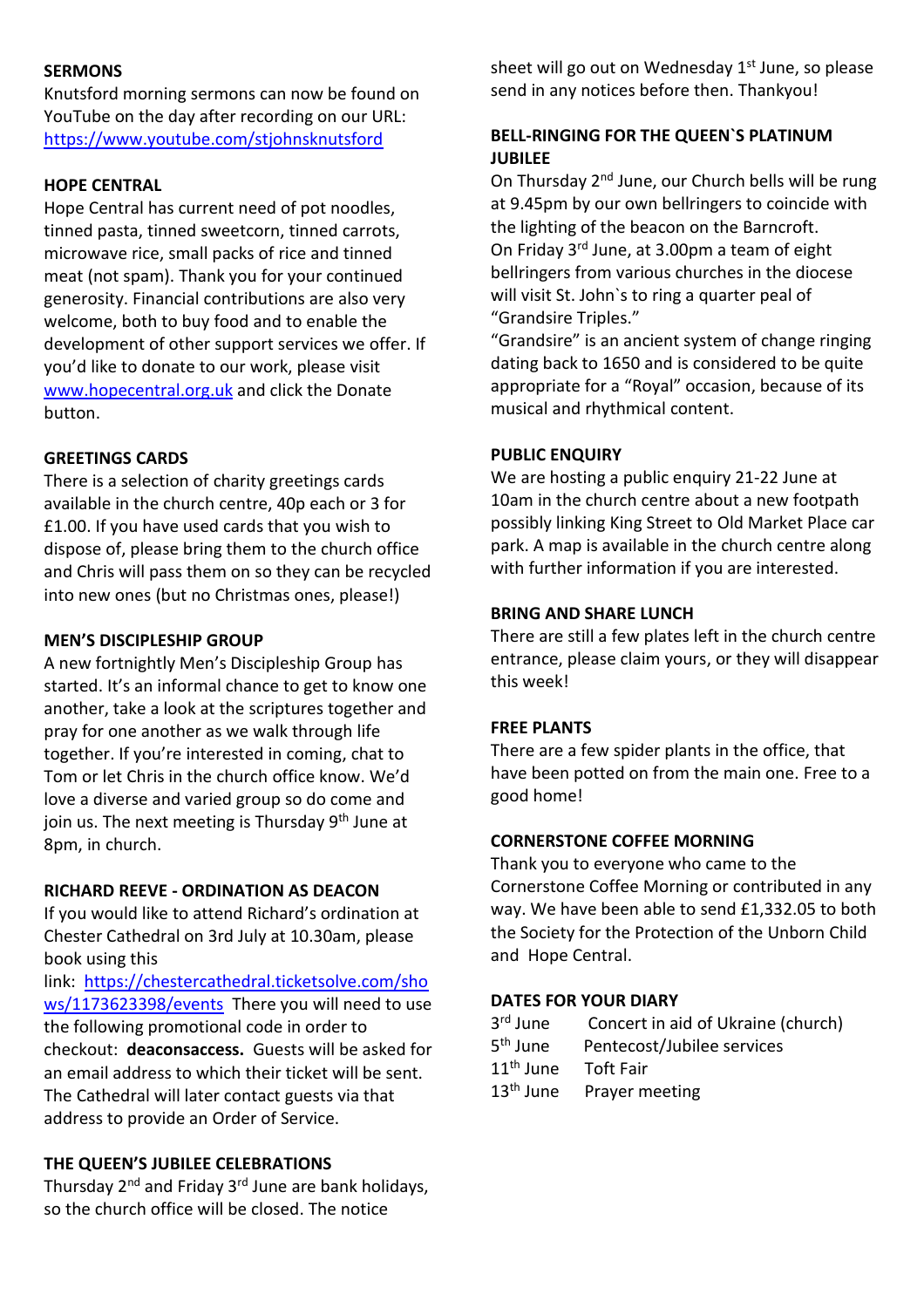**SERMONS**

Knutsford morning sermons can now be found on YouTube on the day after recording on our URL: https://www.youtube.com/stjohnsknutsford

**HOPE CENTRAL**

Hope Central has current need of pot noodles, tinned pasta, tinned sweetcorn, tinned carrots, microwave rice, small packs of rice and tinned meat (not spam). Thank you for your continued generosity. Financial contributions are also very welcome, both to buy food and to enable the development of other support services we offer. If you'd like to donate to our work, please visit www.hopecentral.org.uk and click the Donate button.

**GREETINGS CARDS**

There is a selection of charity greetings cards available in the church centre, 40p each or 3 for £1.00. If you have used cards that you wish to dispose of, please bring them to the church office and Chris will pass them on so they can be recycled into new ones (but no Christmas ones, please!)

**MEN'S DISCIPLESHIP GROUP**

A new fortnightly Men's Discipleship Group has started. It's an informal chance to get to know one another, take a look at the scriptures together and pray for one another as we walk through life together. If you're interested in coming, chat to Tom or let Chris in the church office know. We'd love a diverse and varied group so do come and join us. The next meeting is Thursday 9th June at 8pm, in church.

**RICHARD REEVE - ORDINATION AS DEACON**

If you would like to attend Richard's ordination at Chester Cathedral on 3rd July at 10.30am, please book using this link: https://chestercathedral.ticketsolve.com/shows/1173623398/events There you will need to use the following promotional code in order to checkout: **deaconsaccess.** Guests will be asked for an email address to which their ticket will be sent. The Cathedral will later contact guests via that address to provide an Order of Service.

**THE QUEEN'S JUBILEE CELEBRATIONS**

Thursday 2nd and Friday 3rd June are bank holidays, so the church office will be closed. The notice sheet will go out on Wednesday 1st June, so please send in any notices before then. Thankyou!

**BELL-RINGING FOR THE QUEEN`S PLATINUM JUBILEE**

On Thursday 2nd June, our Church bells will be rung at 9.45pm by our own bellringers to coincide with the lighting of the beacon on the Barncroft.
On Friday 3rd June, at 3.00pm a team of eight bellringers from various churches in the diocese will visit St. John`s to ring a quarter peal of "Grandsire Triples."
"Grandsire" is an ancient system of change ringing dating back to 1650 and is considered to be quite appropriate for a "Royal" occasion, because of its musical and rhythmical content.

**PUBLIC ENQUIRY**

We are hosting a public enquiry 21-22 June at 10am in the church centre about a new footpath possibly linking King Street to Old Market Place car park. A map is available in the church centre along with further information if you are interested.

**BRING AND SHARE LUNCH**

There are still a few plates left in the church centre entrance, please claim yours, or they will disappear this week!

**FREE PLANTS**

There are a few spider plants in the office, that have been potted on from the main one. Free to a good home!

**CORNERSTONE COFFEE MORNING**

Thank you to everyone who came to the Cornerstone Coffee Morning or contributed in any way. We have been able to send £1,332.05 to both the Society for the Protection of the Unborn Child and Hope Central.

**DATES FOR YOUR DIARY**

| | |
|---|---|
| 3rd June | Concert in aid of Ukraine (church) |
| 5th June | Pentecost/Jubilee services |
| 11th June | Toft Fair |
| 13th June | Prayer meeting |